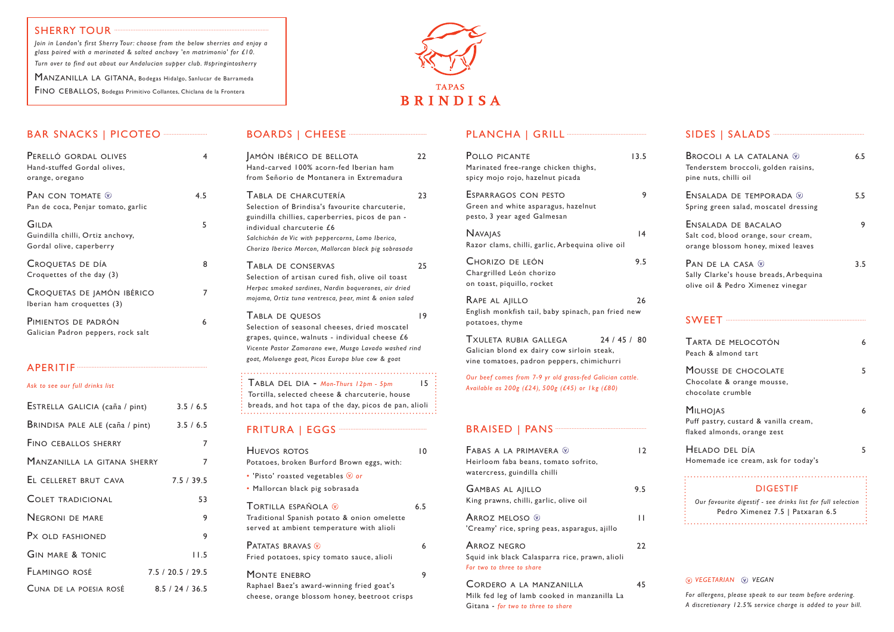## SHERRY TOUR

*Join in London's first Sherry Tour: choose from the below sherries and enjoy a glass paired with a marinated & salted anchovy 'en matrimonio' for £10.*

*Turn over to find out about our Andalucian supper club. #springintosherry*

MANZANILLA LA GITANA, Bodegas Hidalgo, Sanlucar de Barrameda

FINO CEBALLOS, Bodegas Primitivo Collantes, Chiclana de la Frontera

# TAPAS BRINDISA

## BAR SNACKS | PICOTEO

**PERELLÓ GORDAL OLIVES** — 4
Hand-stuffed Gordal olives, orange, oregano

**PAN CON TOMATE** (V) — 4.5
Pan de coca, Penjar tomato, garlic

**GILDA** — 5
Guindilla chilli, Ortiz anchovy, Gordal olive, caperberry

**CROQUETAS DE DÍA** — 8
Croquettes of the day (3)

**CROQUETAS DE JAMÓN IBÉRICO** — 7
Iberian ham croquettes (3)

**PIMIENTOS DE PADRÓN** — 6
Galician Padron peppers, rock salt

## APERITIF

*Ask to see our full drinks list*

| | |
|---|---|
| ESTRELLA GALICIA (caña / pint) | 3.5 / 6.5 |
| BRINDISA PALE ALE (caña / pint) | 3.5 / 6.5 |
| FINO CEBALLOS SHERRY | 7 |
| MANZANILLA LA GITANA SHERRY | 7 |
| EL CELLERET BRUT CAVA | 7.5 / 39.5 |
| COLET TRADICIONAL | 53 |
| NEGRONI DE MARE | 9 |
| PX OLD FASHIONED | 9 |
| GIN MARE & TONIC | 11.5 |
| FLAMINGO ROSÉ | 7.5 / 20.5 / 29.5 |
| CUNA DE LA POESIA ROSÉ | 8.5 / 24 / 36.5 |

## BOARDS | CHEESE

**JAMÓN IBÉRICO DE BELLOTA** — 22
Hand-carved 100% acorn-fed Iberian ham from Señorio de Montanera in Extremadura

**TABLA DE CHARCUTERÍA** — 23
Selection of Brindisa's favourite charcuterie, guindilla chillies, caperberries, picos de pan - individual charcuterie £6
*Salchichón de Vic with peppercorns, Lomo Iberico, Chorizo Iberico Morcon, Mallorcan black pig sobrasada*

**TABLA DE CONSERVAS** — 25
Selection of artisan cured fish, olive oil toast
*Herpac smoked sardines, Nardin boquerones, air dried mojama, Ortiz tuna ventresca, pear, mint & onion salad*

**TABLA DE QUESOS** — 19
Selection of seasonal cheeses, dried moscatel grapes, quince, walnuts - individual cheese £6
*Vicente Pastor Zamorano ewe, Musgo Lavado washed rind goat, Moluengo goat, Picos Europa blue cow & goat*

**TABLA DEL DIA** - *Mon-Thurs 12pm - 5pm* — 15
Tortilla, selected cheese & charcuterie, house breads, and hot tapa of the day, picos de pan, alioli

## FRITURA | EGGS

**HUEVOS ROTOS** — 10
Potatoes, broken Burford Brown eggs, with:
- 'Pisto' roasted vegetables (V) *or*
- Mallorcan black pig sobrasada

**TORTILLA ESPAÑOLA** (V) — 6.5
Traditional Spanish potato & onion omelette served at ambient temperature with alioli

**PATATAS BRAVAS** (V) — 6
Fried potatoes, spicy tomato sauce, alioli

**MONTE ENEBRO** — 9
Raphael Baez's award-winning fried goat's cheese, orange blossom honey, beetroot crisps

## PLANCHA | GRILL

**POLLO PICANTE** — 13.5
Marinated free-range chicken thighs, spicy mojo rojo, hazelnut picada

**ESPARRAGOS CON PESTO** — 9
Green and white asparagus, hazelnut pesto, 3 year aged Galmesan

**NAVAJAS** — 14
Razor clams, chilli, garlic, Arbequina olive oil

**CHORIZO DE LEÓN** — 9.5
Chargrilled León chorizo on toast, piquillo, rocket

**RAPE AL AJILLO** — 26
English monkfish tail, baby spinach, pan fried new potatoes, thyme

**TXULETA RUBIA GALLEGA** — 24 / 45 / 80
Galician blond ex dairy cow sirloin steak, vine tomatoes, padron peppers, chimichurri

*Our beef comes from 7-9 yr old grass-fed Galician cattle. Available as 200g (£24), 500g (£45) or 1kg (£80)*

## BRAISED | PANS

**FABAS A LA PRIMAVERA** (V) — 12
Heirloom faba beans, tomato sofrito, watercress, guindilla chilli

**GAMBAS AL AJILLO** — 9.5
King prawns, chilli, garlic, olive oil

**ARROZ MELOSO** (V) — 11
'Creamy' rice, spring peas, asparagus, ajillo

**ARROZ NEGRO** — 22
Squid ink black Calasparra rice, prawn, alioli
*For two to three to share*

**CORDERO A LA MANZANILLA** — 45
Milk fed leg of lamb cooked in manzanilla La Gitana - *for two to three to share*

## SIDES | SALADS

**BROCOLI A LA CATALANA** (V) — 6.5
Tenderstem broccoli, golden raisins, pine nuts, chilli oil

**ENSALADA DE TEMPORADA** (V) — 5.5
Spring green salad, moscatel dressing

**ENSALADA DE BACALAO** — 9
Salt cod, blood orange, sour cream, orange blossom honey, mixed leaves

**PAN DE LA CASA** (V) — 3.5
Sally Clarke's house breads, Arbequina olive oil & Pedro Ximenez vinegar

## SWEET

**TARTA DE MELOCOTÓN** — 6
Peach & almond tart

**MOUSSE DE CHOCOLATE** — 5
Chocolate & orange mousse, chocolate crumble

**MILHOJAS** — 6
Puff pastry, custard & vanilla cream, flaked almonds, orange zest

**HELADO DEL DÍA** — 5
Homemade ice cream, ask for today's

### DIGESTIF

*Our favourite digestif - see drinks list for full selection*
Pedro Ximenez 7.5 | Patxaran 6.5

*(V) VEGETARIAN (V) VEGAN*

*For allergens, please speak to our team before ordering. A discretionary 12.5% service charge is added to your bill.*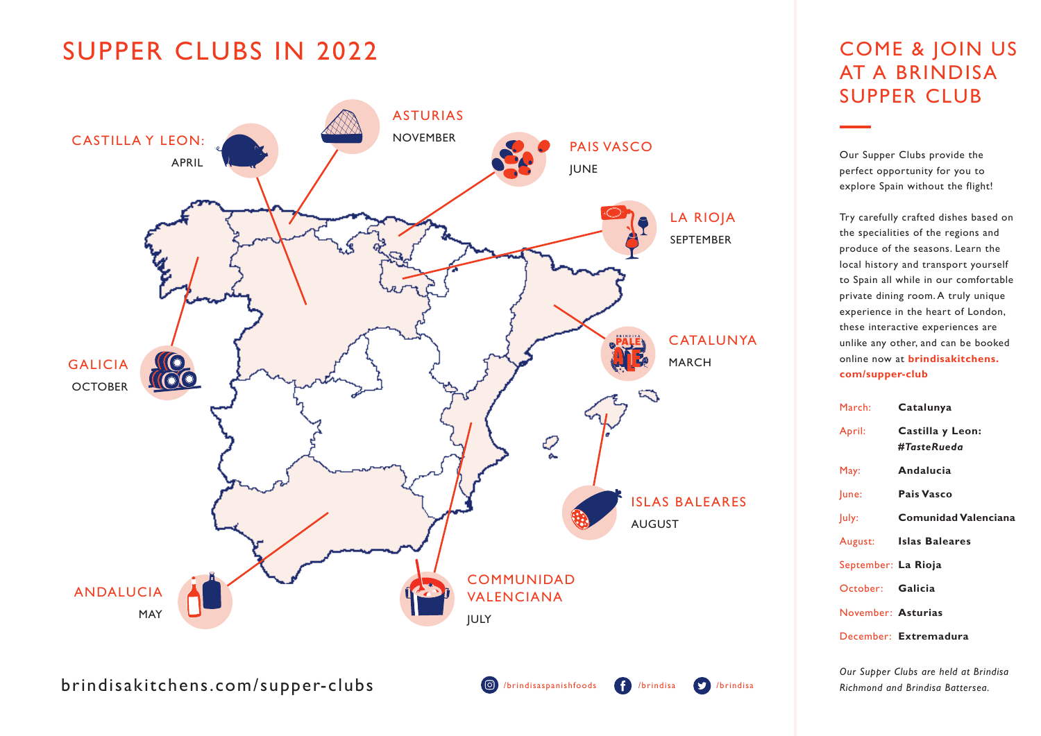# SUPPER CLUBS IN 2022

CASTILLA Y LEON:
APRIL

ASTURIAS
NOVEMBER

PAIS VASCO
JUNE

LA RIOJA
SEPTEMBER

GALICIA
OCTOBER

CATALUNYA
MARCH

ISLAS BALEARES
AUGUST

ANDALUCIA
MAY

COMMUNIDAD VALENCIANA
JULY

brindisakitchens.com/supper-clubs

/brindisaspanishfoods /brindisa /brindisa

# COME & JOIN US AT A BRINDISA SUPPER CLUB

Our Supper Clubs provide the perfect opportunity for you to explore Spain without the flight!

Try carefully crafted dishes based on the specialities of the regions and produce of the seasons. Learn the local history and transport yourself to Spain all while in our comfortable private dining room. A truly unique experience in the heart of London, these interactive experiences are unlike any other, and can be booked online now at **brindisakitchens.com/supper-club**

| | |
|---|---|
| March: | **Catalunya** |
| April: | **Castilla y Leon: *#TasteRueda*** |
| May: | **Andalucia** |
| June: | **Pais Vasco** |
| July: | **Comunidad Valenciana** |
| August: | **Islas Baleares** |
| September: | **La Rioja** |
| October: | **Galicia** |
| November: | **Asturias** |
| December: | **Extremadura** |

*Our Supper Clubs are held at Brindisa Richmond and Brindisa Battersea.*